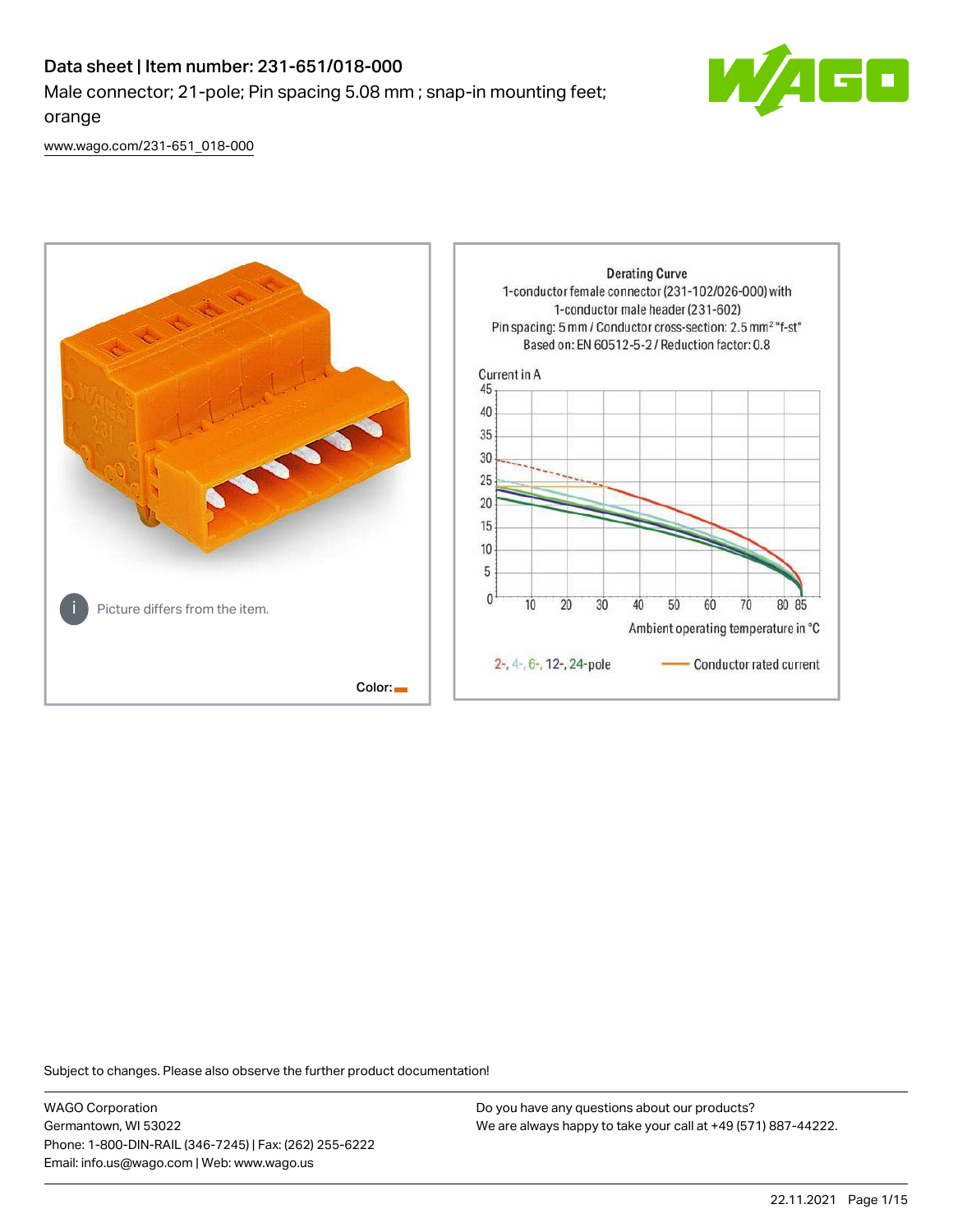# Data sheet | Item number: 231-651/018-000

Male connector; 21-pole; Pin spacing 5.08 mm ; snap-in mounting feet; orange

www.wago.com/231-651_018-000

Picture differs from the item.

Color:

Derating Curve
1-conductor female connector (231-102/026-000) with
1-conductor male header (231-602)
Pin spacing: 5 mm / Conductor cross-section: 2.5 mm² "f-st"
Based on: EN 60512-5-2 / Reduction factor: 0.8

Current in A

Ambient operating temperature in °C

2-, 4-, 6-, 12-, 24-pole — Conductor rated current

Subject to changes. Please also observe the further product documentation!

WAGO Corporation
Germantown, WI 53022
Phone: 1-800-DIN-RAIL (346-7245) | Fax: (262) 255-6222
Email: info.us@wago.com | Web: www.wago.us

Do you have any questions about our products?
We are always happy to take your call at +49 (571) 887-44222.

22.11.2021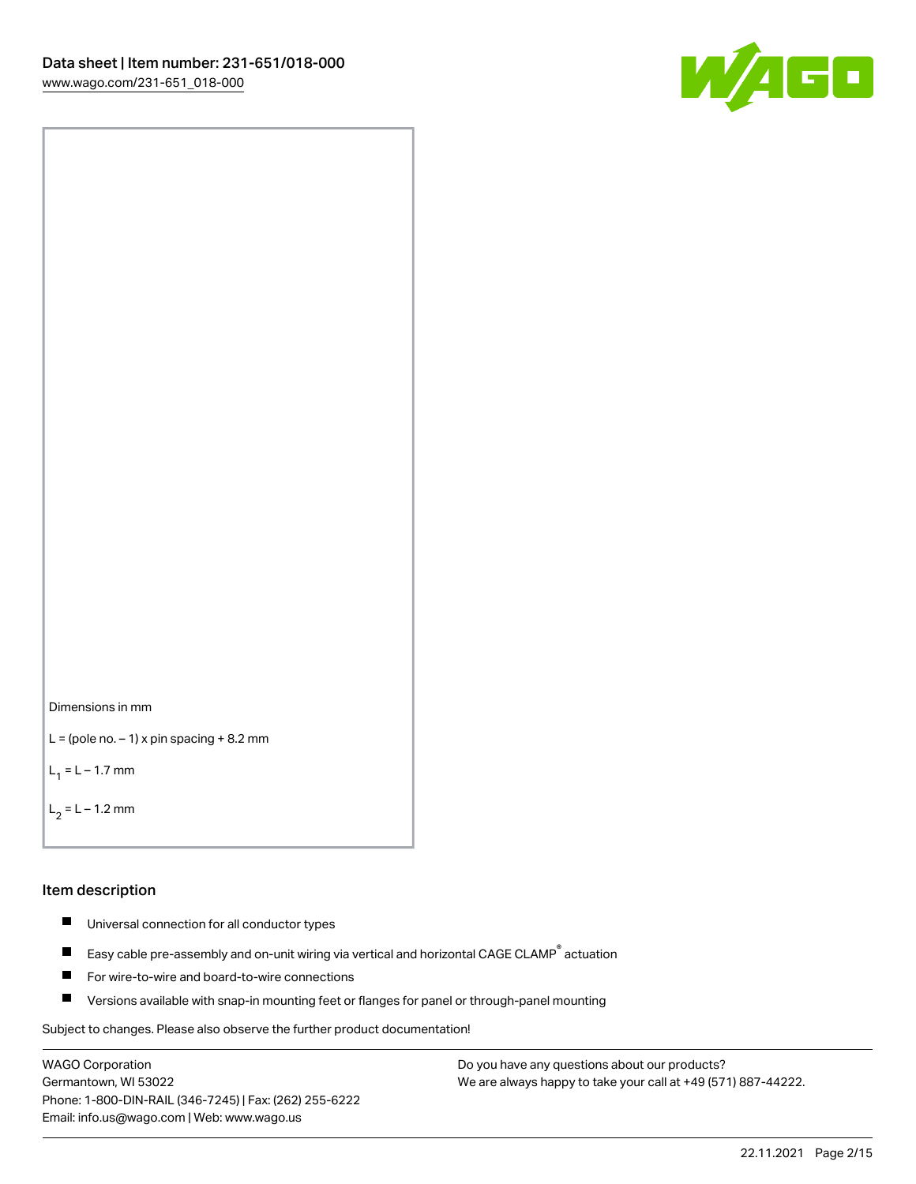Dimensions in mm

L = (pole no. – 1) x pin spacing + 8.2 mm

$L_1$ = L – 1.7 mm

$L_2$ = L – 1.2 mm

## Item description

- Universal connection for all conductor types
- Easy cable pre-assembly and on-unit wiring via vertical and horizontal CAGE CLAMP® actuation
- For wire-to-wire and board-to-wire connections
- Versions available with snap-in mounting feet or flanges for panel or through-panel mounting

Subject to changes. Please also observe the further product documentation!

WAGO Corporation
Germantown, WI 53022
Phone: 1-800-DIN-RAIL (346-7245) | Fax: (262) 255-6222
Email: info.us@wago.com | Web: www.wago.us

Do you have any questions about our products?
We are always happy to take your call at +49 (571) 887-44222.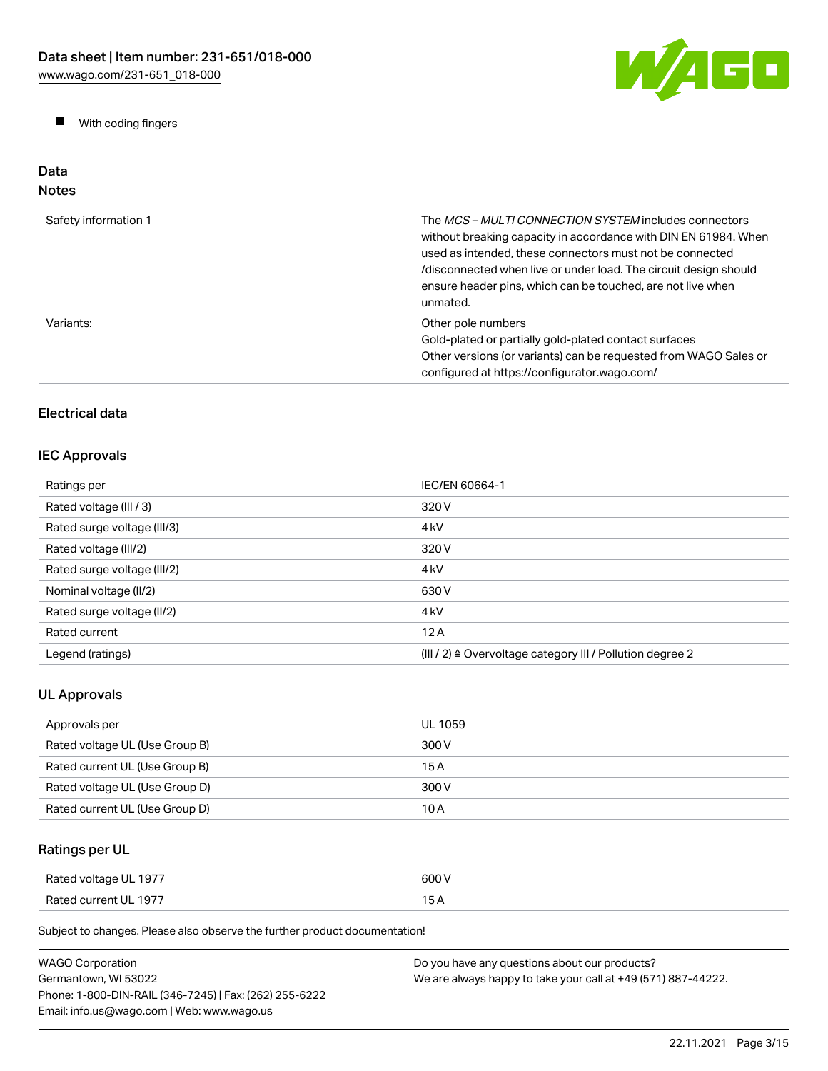- With coding fingers

## Data

### Notes

| | |
|---|---|
| Safety information 1 | The *MCS – MULTI CONNECTION SYSTEM* includes connectors without breaking capacity in accordance with DIN EN 61984. When used as intended, these connectors must not be connected /disconnected when live or under load. The circuit design should ensure header pins, which can be touched, are not live when unmated. |
| Variants: | Other pole numbers<br>Gold-plated or partially gold-plated contact surfaces<br>Other versions (or variants) can be requested from WAGO Sales or configured at https://configurator.wago.com/ |

### Electrical data

#### IEC Approvals

| | |
|---|---|
| Ratings per | IEC/EN 60664-1 |
| Rated voltage (III / 3) | 320 V |
| Rated surge voltage (III/3) | 4 kV |
| Rated voltage (III/2) | 320 V |
| Rated surge voltage (III/2) | 4 kV |
| Nominal voltage (II/2) | 630 V |
| Rated surge voltage (II/2) | 4 kV |
| Rated current | 12 A |
| Legend (ratings) | (III / 2) ≙ Overvoltage category III / Pollution degree 2 |

#### UL Approvals

| | |
|---|---|
| Approvals per | UL 1059 |
| Rated voltage UL (Use Group B) | 300 V |
| Rated current UL (Use Group B) | 15 A |
| Rated voltage UL (Use Group D) | 300 V |
| Rated current UL (Use Group D) | 10 A |

#### Ratings per UL

| | |
|---|---|
| Rated voltage UL 1977 | 600 V |
| Rated current UL 1977 | 15 A |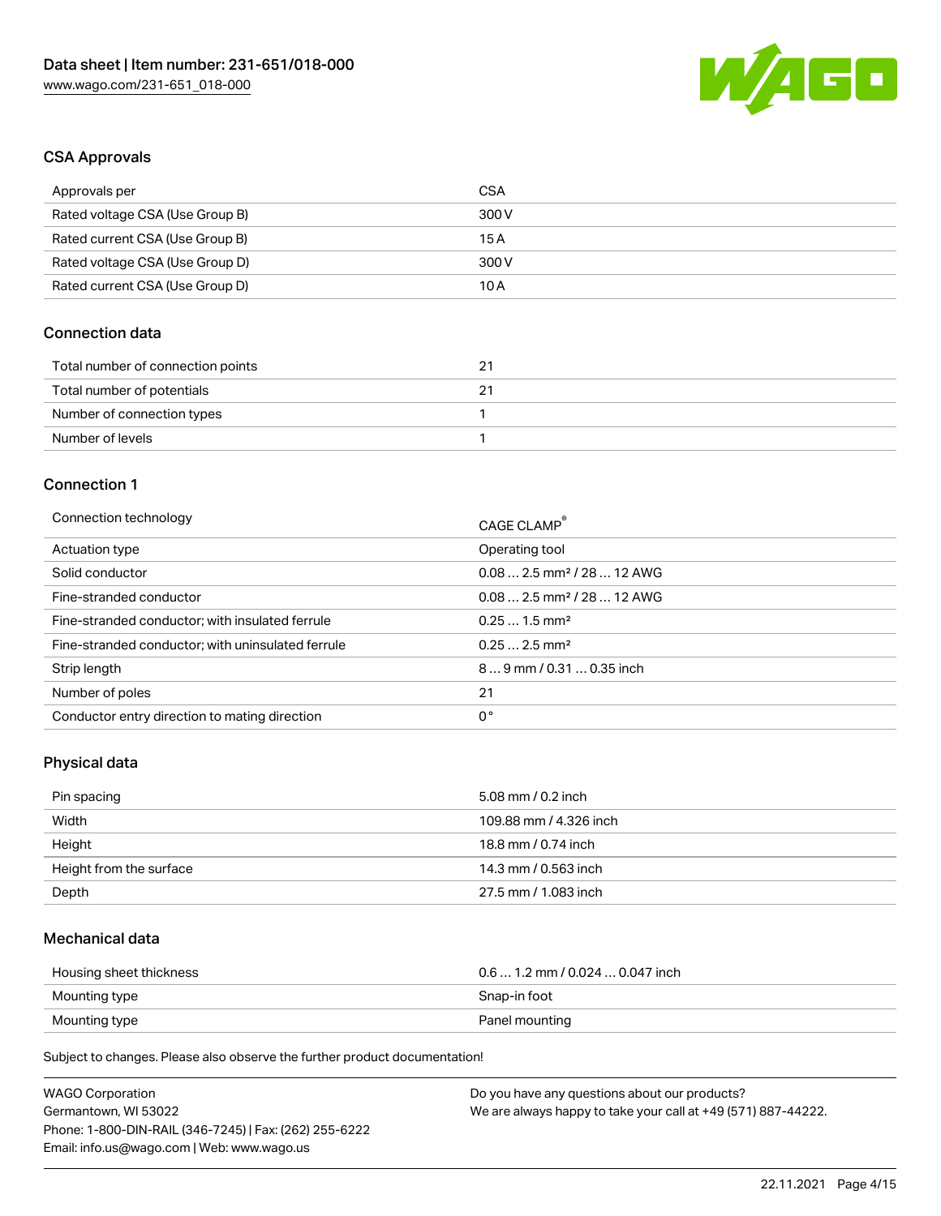## CSA Approvals

| Approvals per | CSA |
|---|---|
| Rated voltage CSA (Use Group B) | 300 V |
| Rated current CSA (Use Group B) | 15 A |
| Rated voltage CSA (Use Group D) | 300 V |
| Rated current CSA (Use Group D) | 10 A |

## Connection data

| Total number of connection points | 21 |
|---|---|
| Total number of potentials | 21 |
| Number of connection types | 1 |
| Number of levels | 1 |

## Connection 1

| Connection technology | CAGE CLAMP® |
|---|---|
| Actuation type | Operating tool |
| Solid conductor | 0.08 … 2.5 mm² / 28 … 12 AWG |
| Fine-stranded conductor | 0.08 … 2.5 mm² / 28 … 12 AWG |
| Fine-stranded conductor; with insulated ferrule | 0.25 … 1.5 mm² |
| Fine-stranded conductor; with uninsulated ferrule | 0.25 … 2.5 mm² |
| Strip length | 8 … 9 mm / 0.31 … 0.35 inch |
| Number of poles | 21 |
| Conductor entry direction to mating direction | 0 ° |

## Physical data

| Pin spacing | 5.08 mm / 0.2 inch |
|---|---|
| Width | 109.88 mm / 4.326 inch |
| Height | 18.8 mm / 0.74 inch |
| Height from the surface | 14.3 mm / 0.563 inch |
| Depth | 27.5 mm / 1.083 inch |

## Mechanical data

| Housing sheet thickness | 0.6 … 1.2 mm / 0.024 … 0.047 inch |
|---|---|
| Mounting type | Snap-in foot |
| Mounting type | Panel mounting |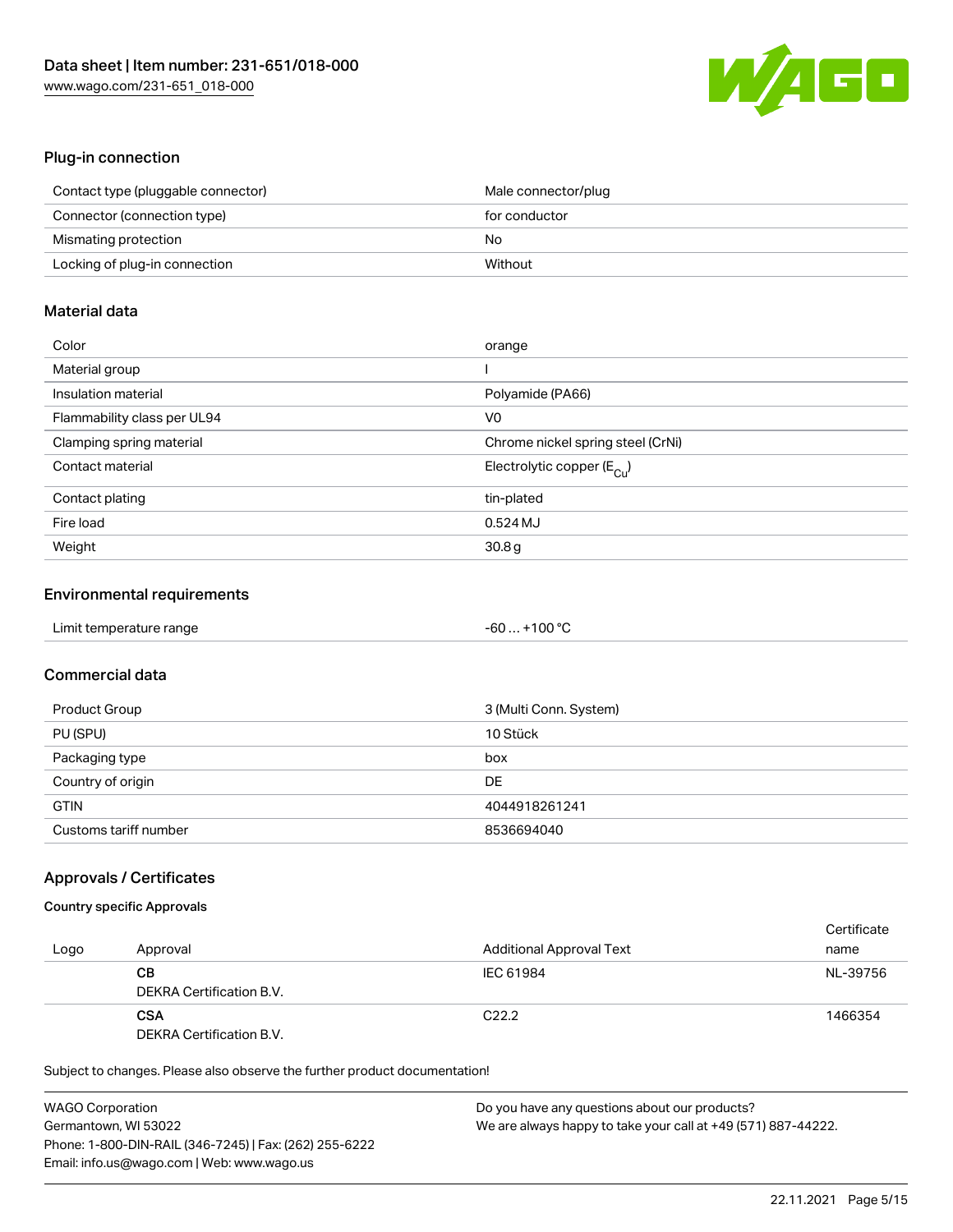## Plug-in connection

| | |
|---|---|
| Contact type (pluggable connector) | Male connector/plug |
| Connector (connection type) | for conductor |
| Mismating protection | No |
| Locking of plug-in connection | Without |

## Material data

| | |
|---|---|
| Color | orange |
| Material group | I |
| Insulation material | Polyamide (PA66) |
| Flammability class per UL94 | V0 |
| Clamping spring material | Chrome nickel spring steel (CrNi) |
| Contact material | Electrolytic copper ($E_{Cu}$) |
| Contact plating | tin-plated |
| Fire load | 0.524 MJ |
| Weight | 30.8 g |

## Environmental requirements

| | |
|---|---|
| Limit temperature range | -60 … +100 °C |

## Commercial data

| | |
|---|---|
| Product Group | 3 (Multi Conn. System) |
| PU (SPU) | 10 Stück |
| Packaging type | box |
| Country of origin | DE |
| GTIN | 4044918261241 |
| Customs tariff number | 8536694040 |

## Approvals / Certificates

### Country specific Approvals

| Logo | Approval | Additional Approval Text | Certificate name |
|---|---|---|---|
| | **CB**<br>DEKRA Certification B.V. | IEC 61984 | NL-39756 |
| | **CSA**<br>DEKRA Certification B.V. | C22.2 | 1466354 |

Subject to changes. Please also observe the further product documentation!

WAGO Corporation
Germantown, WI 53022
Phone: 1-800-DIN-RAIL (346-7245) | Fax: (262) 255-6222
Email: info.us@wago.com | Web: www.wago.us

Do you have any questions about our products?
We are always happy to take your call at +49 (571) 887-44222.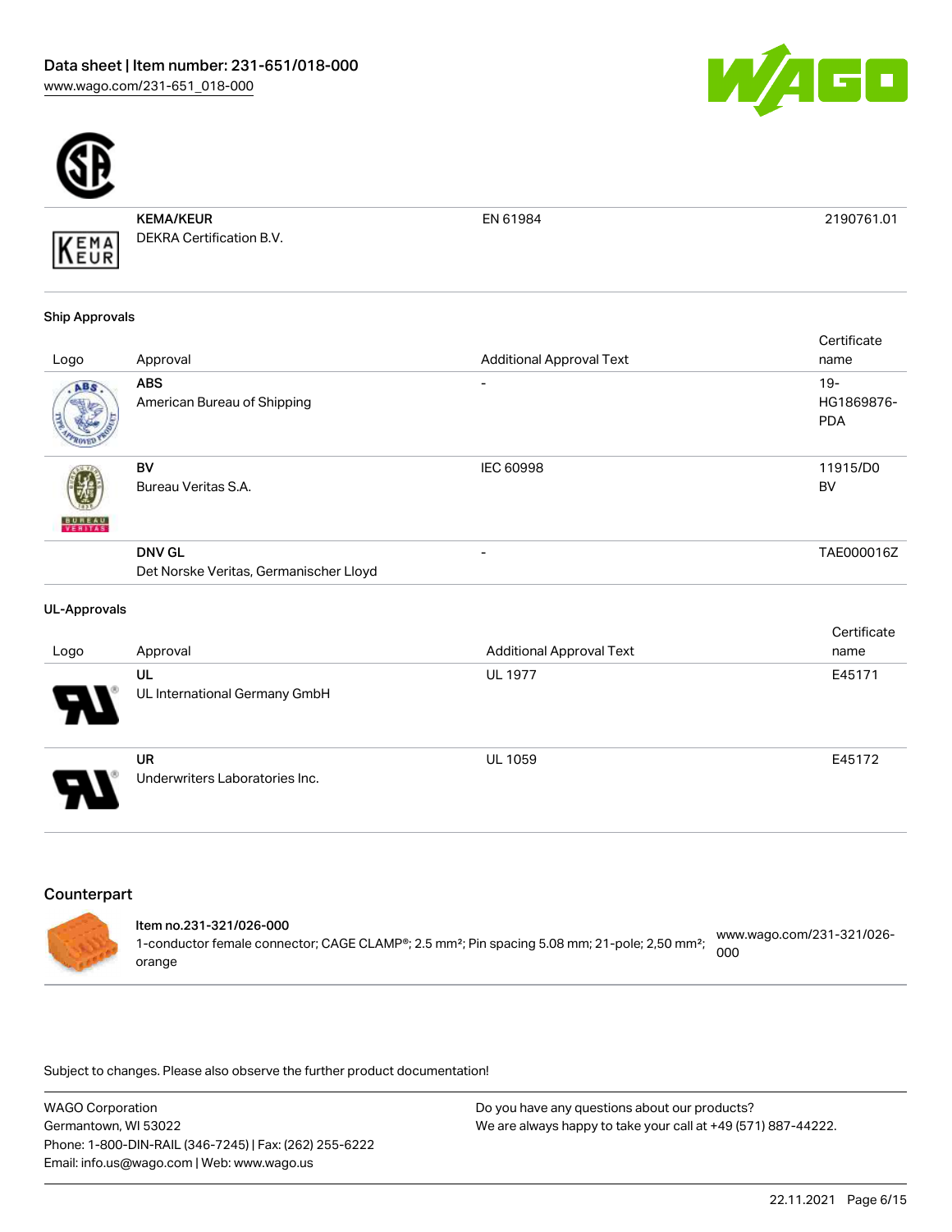| Logo | Approval | Additional Approval Text | Certificate name |
| --- | --- | --- | --- |
| | **KEMA/KEUR**<br>DEKRA Certification B.V. | EN 61984 | 2190761.01 |

### Ship Approvals

| Logo | Approval | Additional Approval Text | Certificate name |
| --- | --- | --- | --- |
| | **ABS**<br>American Bureau of Shipping | - | 19-HG1869876-PDA |
| | **BV**<br>Bureau Veritas S.A. | IEC 60998 | 11915/D0 BV |
| | **DNV GL**<br>Det Norske Veritas, Germanischer Lloyd | - | TAE000016Z |

### UL-Approvals

| Logo | Approval | Additional Approval Text | Certificate name |
| --- | --- | --- | --- |
| | **UL**<br>UL International Germany GmbH | UL 1977 | E45171 |
| | **UR**<br>Underwriters Laboratories Inc. | UL 1059 | E45172 |

## Counterpart

**Item no.231-321/026-000**
1-conductor female connector; CAGE CLAMP®; 2.5 mm²; Pin spacing 5.08 mm; 21-pole; 2,50 mm²; orange

www.wago.com/231-321/026-000

Subject to changes. Please also observe the further product documentation!

WAGO Corporation
Germantown, WI 53022
Phone: 1-800-DIN-RAIL (346-7245) | Fax: (262) 255-6222
Email: info.us@wago.com | Web: www.wago.us

Do you have any questions about our products?
We are always happy to take your call at +49 (571) 887-44222.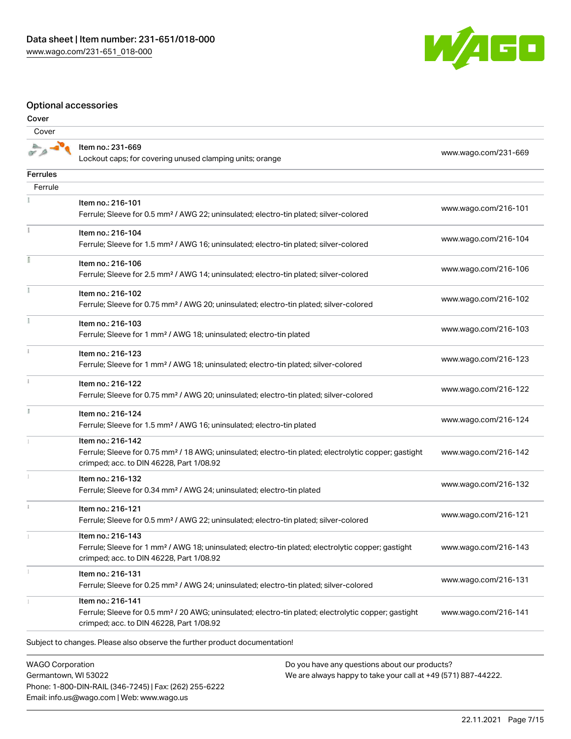## Optional accessories

### Cover

| Cover | | |
| --- | --- | --- |
| | Item no.: 231-669<br>Lockout caps; for covering unused clamping units; orange | www.wago.com/231-669 |

### Ferrules

| Ferrule | | |
| --- | --- | --- |
| | Item no.: 216-101<br>Ferrule; Sleeve for 0.5 mm² / AWG 22; uninsulated; electro-tin plated; silver-colored | www.wago.com/216-101 |
| | Item no.: 216-104<br>Ferrule; Sleeve for 1.5 mm² / AWG 16; uninsulated; electro-tin plated; silver-colored | www.wago.com/216-104 |
| | Item no.: 216-106<br>Ferrule; Sleeve for 2.5 mm² / AWG 14; uninsulated; electro-tin plated; silver-colored | www.wago.com/216-106 |
| | Item no.: 216-102<br>Ferrule; Sleeve for 0.75 mm² / AWG 20; uninsulated; electro-tin plated; silver-colored | www.wago.com/216-102 |
| | Item no.: 216-103<br>Ferrule; Sleeve for 1 mm² / AWG 18; uninsulated; electro-tin plated | www.wago.com/216-103 |
| | Item no.: 216-123<br>Ferrule; Sleeve for 1 mm² / AWG 18; uninsulated; electro-tin plated; silver-colored | www.wago.com/216-123 |
| | Item no.: 216-122<br>Ferrule; Sleeve for 0.75 mm² / AWG 20; uninsulated; electro-tin plated; silver-colored | www.wago.com/216-122 |
| | Item no.: 216-124<br>Ferrule; Sleeve for 1.5 mm² / AWG 16; uninsulated; electro-tin plated | www.wago.com/216-124 |
| | Item no.: 216-142<br>Ferrule; Sleeve for 0.75 mm² / 18 AWG; uninsulated; electro-tin plated; electrolytic copper; gastight crimped; acc. to DIN 46228, Part 1/08.92 | www.wago.com/216-142 |
| | Item no.: 216-132<br>Ferrule; Sleeve for 0.34 mm² / AWG 24; uninsulated; electro-tin plated | www.wago.com/216-132 |
| | Item no.: 216-121<br>Ferrule; Sleeve for 0.5 mm² / AWG 22; uninsulated; electro-tin plated; silver-colored | www.wago.com/216-121 |
| | Item no.: 216-143<br>Ferrule; Sleeve for 1 mm² / AWG 18; uninsulated; electro-tin plated; electrolytic copper; gastight crimped; acc. to DIN 46228, Part 1/08.92 | www.wago.com/216-143 |
| | Item no.: 216-131<br>Ferrule; Sleeve for 0.25 mm² / AWG 24; uninsulated; electro-tin plated; silver-colored | www.wago.com/216-131 |
| | Item no.: 216-141<br>Ferrule; Sleeve for 0.5 mm² / 20 AWG; uninsulated; electro-tin plated; electrolytic copper; gastight crimped; acc. to DIN 46228, Part 1/08.92 | www.wago.com/216-141 |

Subject to changes. Please also observe the further product documentation!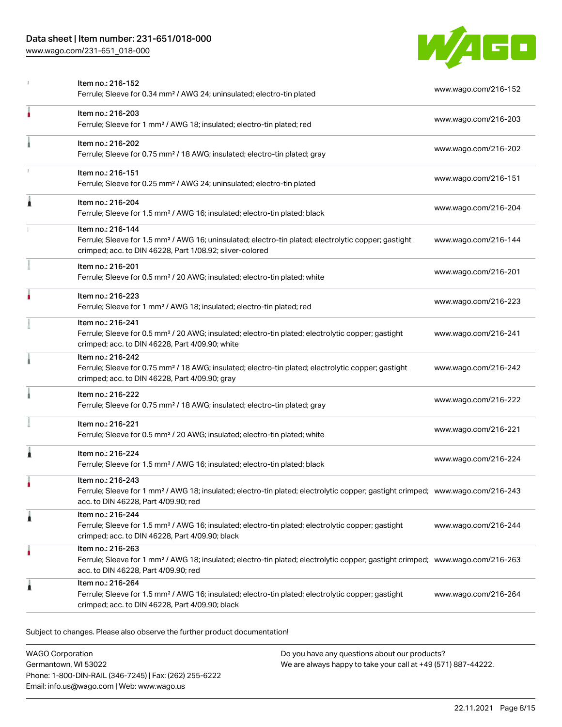| Item | Description | Link |
| --- | --- | --- |
| Item no.: 216-152 | Ferrule; Sleeve for 0.34 mm² / AWG 24; uninsulated; electro-tin plated | www.wago.com/216-152 |
| Item no.: 216-203 | Ferrule; Sleeve for 1 mm² / AWG 18; insulated; electro-tin plated; red | www.wago.com/216-203 |
| Item no.: 216-202 | Ferrule; Sleeve for 0.75 mm² / 18 AWG; insulated; electro-tin plated; gray | www.wago.com/216-202 |
| Item no.: 216-151 | Ferrule; Sleeve for 0.25 mm² / AWG 24; uninsulated; electro-tin plated | www.wago.com/216-151 |
| Item no.: 216-204 | Ferrule; Sleeve for 1.5 mm² / AWG 16; insulated; electro-tin plated; black | www.wago.com/216-204 |
| Item no.: 216-144 | Ferrule; Sleeve for 1.5 mm² / AWG 16; uninsulated; electro-tin plated; electrolytic copper; gastight crimped; acc. to DIN 46228, Part 1/08.92; silver-colored | www.wago.com/216-144 |
| Item no.: 216-201 | Ferrule; Sleeve for 0.5 mm² / 20 AWG; insulated; electro-tin plated; white | www.wago.com/216-201 |
| Item no.: 216-223 | Ferrule; Sleeve for 1 mm² / AWG 18; insulated; electro-tin plated; red | www.wago.com/216-223 |
| Item no.: 216-241 | Ferrule; Sleeve for 0.5 mm² / 20 AWG; insulated; electro-tin plated; electrolytic copper; gastight crimped; acc. to DIN 46228, Part 4/09.90; white | www.wago.com/216-241 |
| Item no.: 216-242 | Ferrule; Sleeve for 0.75 mm² / 18 AWG; insulated; electro-tin plated; electrolytic copper; gastight crimped; acc. to DIN 46228, Part 4/09.90; gray | www.wago.com/216-242 |
| Item no.: 216-222 | Ferrule; Sleeve for 0.75 mm² / 18 AWG; insulated; electro-tin plated; gray | www.wago.com/216-222 |
| Item no.: 216-221 | Ferrule; Sleeve for 0.5 mm² / 20 AWG; insulated; electro-tin plated; white | www.wago.com/216-221 |
| Item no.: 216-224 | Ferrule; Sleeve for 1.5 mm² / AWG 16; insulated; electro-tin plated; black | www.wago.com/216-224 |
| Item no.: 216-243 | Ferrule; Sleeve for 1 mm² / AWG 18; insulated; electro-tin plated; electrolytic copper; gastight crimped; acc. to DIN 46228, Part 4/09.90; red | www.wago.com/216-243 |
| Item no.: 216-244 | Ferrule; Sleeve for 1.5 mm² / AWG 16; insulated; electro-tin plated; electrolytic copper; gastight crimped; acc. to DIN 46228, Part 4/09.90; black | www.wago.com/216-244 |
| Item no.: 216-263 | Ferrule; Sleeve for 1 mm² / AWG 18; insulated; electro-tin plated; electrolytic copper; gastight crimped; acc. to DIN 46228, Part 4/09.90; red | www.wago.com/216-263 |
| Item no.: 216-264 | Ferrule; Sleeve for 1.5 mm² / AWG 16; insulated; electro-tin plated; electrolytic copper; gastight crimped; acc. to DIN 46228, Part 4/09.90; black | www.wago.com/216-264 |

Subject to changes. Please also observe the further product documentation!

WAGO Corporation
Germantown, WI 53022
Phone: 1-800-DIN-RAIL (346-7245) | Fax: (262) 255-6222
Email: info.us@wago.com | Web: www.wago.us

Do you have any questions about our products?
We are always happy to take your call at +49 (571) 887-44222.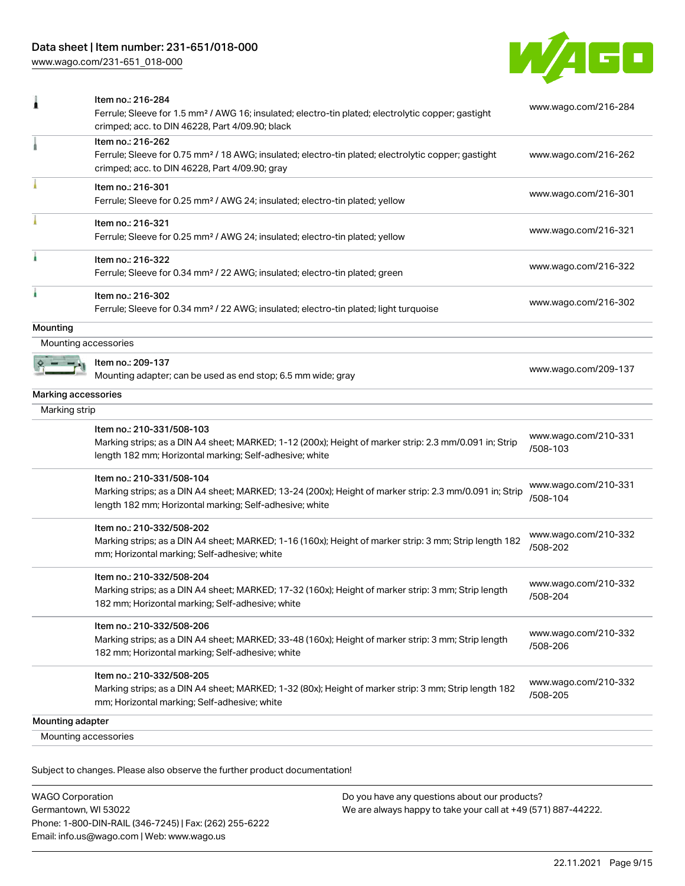| Item | Description | Link |
|---|---|---|
| Item no.: 216-284 | Ferrule; Sleeve for 1.5 mm² / AWG 16; insulated; electro-tin plated; electrolytic copper; gastight crimped; acc. to DIN 46228, Part 4/09.90; black | www.wago.com/216-284 |
| Item no.: 216-262 | Ferrule; Sleeve for 0.75 mm² / 18 AWG; insulated; electro-tin plated; electrolytic copper; gastight crimped; acc. to DIN 46228, Part 4/09.90; gray | www.wago.com/216-262 |
| Item no.: 216-301 | Ferrule; Sleeve for 0.25 mm² / AWG 24; insulated; electro-tin plated; yellow | www.wago.com/216-301 |
| Item no.: 216-321 | Ferrule; Sleeve for 0.25 mm² / AWG 24; insulated; electro-tin plated; yellow | www.wago.com/216-321 |
| Item no.: 216-322 | Ferrule; Sleeve for 0.34 mm² / 22 AWG; insulated; electro-tin plated; green | www.wago.com/216-322 |
| Item no.: 216-302 | Ferrule; Sleeve for 0.34 mm² / 22 AWG; insulated; electro-tin plated; light turquoise | www.wago.com/216-302 |

## Mounting

### Mounting accessories

| Item | Description | Link |
|---|---|---|
| Item no.: 209-137 | Mounting adapter; can be used as end stop; 6.5 mm wide; gray | www.wago.com/209-137 |

## Marking accessories

### Marking strip

| Item | Description | Link |
|---|---|---|
| Item no.: 210-331/508-103 | Marking strips; as a DIN A4 sheet; MARKED; 1-12 (200x); Height of marker strip: 2.3 mm/0.091 in; Strip length 182 mm; Horizontal marking; Self-adhesive; white | www.wago.com/210-331/508-103 |
| Item no.: 210-331/508-104 | Marking strips; as a DIN A4 sheet; MARKED; 13-24 (200x); Height of marker strip: 2.3 mm/0.091 in; Strip length 182 mm; Horizontal marking; Self-adhesive; white | www.wago.com/210-331/508-104 |
| Item no.: 210-332/508-202 | Marking strips; as a DIN A4 sheet; MARKED; 1-16 (160x); Height of marker strip: 3 mm; Strip length 182 mm; Horizontal marking; Self-adhesive; white | www.wago.com/210-332/508-202 |
| Item no.: 210-332/508-204 | Marking strips; as a DIN A4 sheet; MARKED; 17-32 (160x); Height of marker strip: 3 mm; Strip length 182 mm; Horizontal marking; Self-adhesive; white | www.wago.com/210-332/508-204 |
| Item no.: 210-332/508-206 | Marking strips; as a DIN A4 sheet; MARKED; 33-48 (160x); Height of marker strip: 3 mm; Strip length 182 mm; Horizontal marking; Self-adhesive; white | www.wago.com/210-332/508-206 |
| Item no.: 210-332/508-205 | Marking strips; as a DIN A4 sheet; MARKED; 1-32 (80x); Height of marker strip: 3 mm; Strip length 182 mm; Horizontal marking; Self-adhesive; white | www.wago.com/210-332/508-205 |

## Mounting adapter

### Mounting accessories

Subject to changes. Please also observe the further product documentation!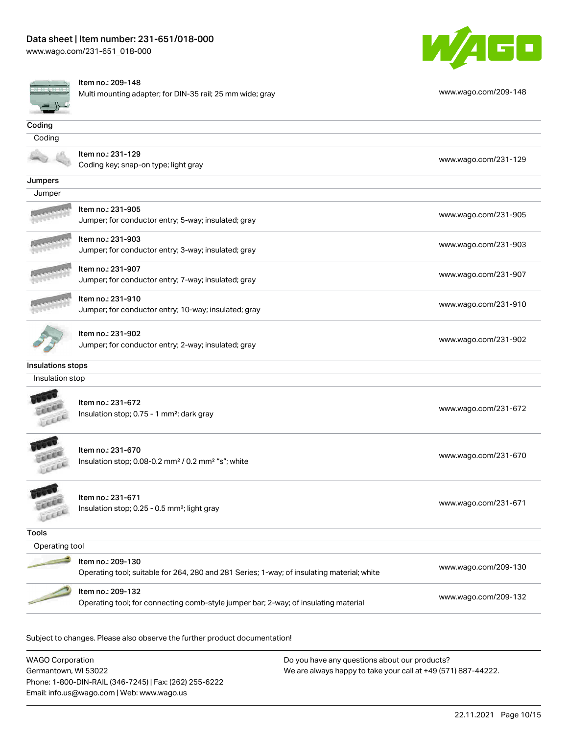| Item no.: 209-148<br>Multi mounting adapter; for DIN-35 rail; 25 mm wide; gray | www.wago.com/209-148 |
|---|---|

## Coding

### Coding

| | |
|---|---|
| Item no.: 231-129<br>Coding key; snap-on type; light gray | www.wago.com/231-129 |

## Jumpers

### Jumper

| | |
|---|---|
| Item no.: 231-905<br>Jumper; for conductor entry; 5-way; insulated; gray | www.wago.com/231-905 |
| Item no.: 231-903<br>Jumper; for conductor entry; 3-way; insulated; gray | www.wago.com/231-903 |
| Item no.: 231-907<br>Jumper; for conductor entry; 7-way; insulated; gray | www.wago.com/231-907 |
| Item no.: 231-910<br>Jumper; for conductor entry; 10-way; insulated; gray | www.wago.com/231-910 |
| Item no.: 231-902<br>Jumper; for conductor entry; 2-way; insulated; gray | www.wago.com/231-902 |

## Insulations stops

### Insulation stop

| | |
|---|---|
| Item no.: 231-672<br>Insulation stop; 0.75 - 1 mm²; dark gray | www.wago.com/231-672 |
| Item no.: 231-670<br>Insulation stop; 0.08-0.2 mm² / 0.2 mm² "s"; white | www.wago.com/231-670 |
| Item no.: 231-671<br>Insulation stop; 0.25 - 0.5 mm²; light gray | www.wago.com/231-671 |

## Tools

### Operating tool

| | |
|---|---|
| Item no.: 209-130<br>Operating tool; suitable for 264, 280 and 281 Series; 1-way; of insulating material; white | www.wago.com/209-130 |
| Item no.: 209-132<br>Operating tool; for connecting comb-style jumper bar; 2-way; of insulating material | www.wago.com/209-132 |

Subject to changes. Please also observe the further product documentation!

WAGO Corporation
Germantown, WI 53022
Phone: 1-800-DIN-RAIL (346-7245) | Fax: (262) 255-6222
Email: info.us@wago.com | Web: www.wago.us

Do you have any questions about our products?
We are always happy to take your call at +49 (571) 887-44222.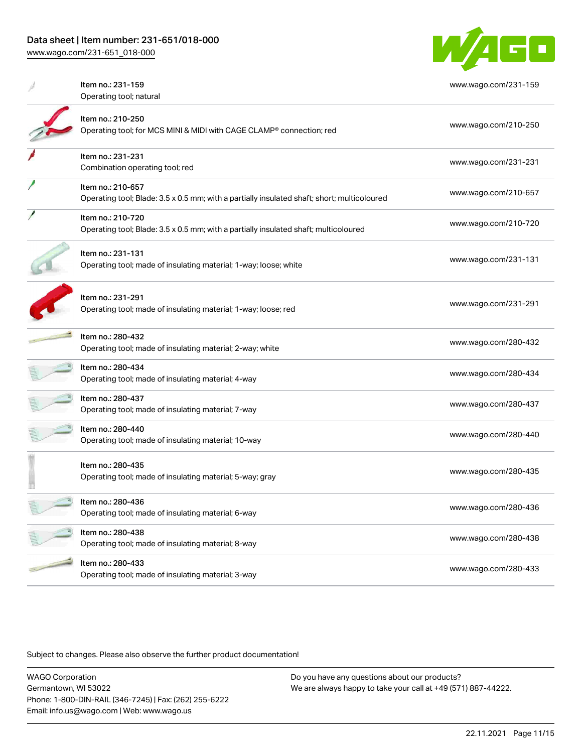| Item | Description | Link |
| --- | --- | --- |
| Item no.: 231-159 | Operating tool; natural | www.wago.com/231-159 |
| Item no.: 210-250 | Operating tool; for MCS MINI & MIDI with CAGE CLAMP® connection; red | www.wago.com/210-250 |
| Item no.: 231-231 | Combination operating tool; red | www.wago.com/231-231 |
| Item no.: 210-657 | Operating tool; Blade: 3.5 x 0.5 mm; with a partially insulated shaft; short; multicoloured | www.wago.com/210-657 |
| Item no.: 210-720 | Operating tool; Blade: 3.5 x 0.5 mm; with a partially insulated shaft; multicoloured | www.wago.com/210-720 |
| Item no.: 231-131 | Operating tool; made of insulating material; 1-way; loose; white | www.wago.com/231-131 |
| Item no.: 231-291 | Operating tool; made of insulating material; 1-way; loose; red | www.wago.com/231-291 |
| Item no.: 280-432 | Operating tool; made of insulating material; 2-way; white | www.wago.com/280-432 |
| Item no.: 280-434 | Operating tool; made of insulating material; 4-way | www.wago.com/280-434 |
| Item no.: 280-437 | Operating tool; made of insulating material; 7-way | www.wago.com/280-437 |
| Item no.: 280-440 | Operating tool; made of insulating material; 10-way | www.wago.com/280-440 |
| Item no.: 280-435 | Operating tool; made of insulating material; 5-way; gray | www.wago.com/280-435 |
| Item no.: 280-436 | Operating tool; made of insulating material; 6-way | www.wago.com/280-436 |
| Item no.: 280-438 | Operating tool; made of insulating material; 8-way | www.wago.com/280-438 |
| Item no.: 280-433 | Operating tool; made of insulating material; 3-way | www.wago.com/280-433 |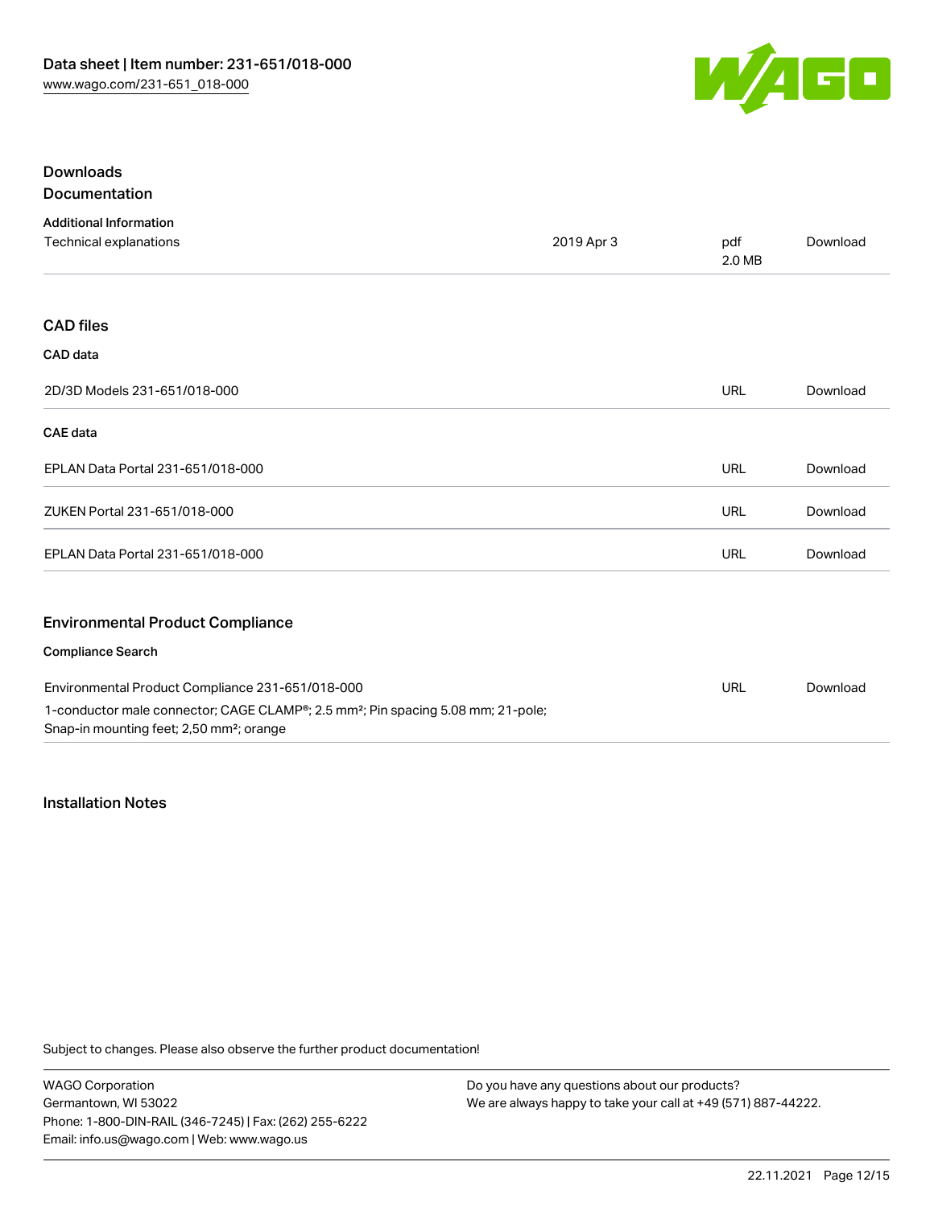## Downloads

### Documentation

**Additional Information**

| | | | |
|---|---|---|---|
| Technical explanations | 2019 Apr 3 | pdf 2.0 MB | Download |

### CAD files

**CAD data**

| | | |
|---|---|---|
| 2D/3D Models 231-651/018-000 | URL | Download |

**CAE data**

| | | |
|---|---|---|
| EPLAN Data Portal 231-651/018-000 | URL | Download |
| ZUKEN Portal 231-651/018-000 | URL | Download |
| EPLAN Data Portal 231-651/018-000 | URL | Download |

### Environmental Product Compliance

**Compliance Search**

| | | |
|---|---|---|
| Environmental Product Compliance 231-651/018-000<br>1-conductor male connector; CAGE CLAMP®; 2.5 mm²; Pin spacing 5.08 mm; 21-pole; Snap-in mounting feet; 2,50 mm²; orange | URL | Download |

### Installation Notes

Subject to changes. Please also observe the further product documentation!

WAGO Corporation
Germantown, WI 53022
Phone: 1-800-DIN-RAIL (346-7245) | Fax: (262) 255-6222
Email: info.us@wago.com | Web: www.wago.us

Do you have any questions about our products?
We are always happy to take your call at +49 (571) 887-44222.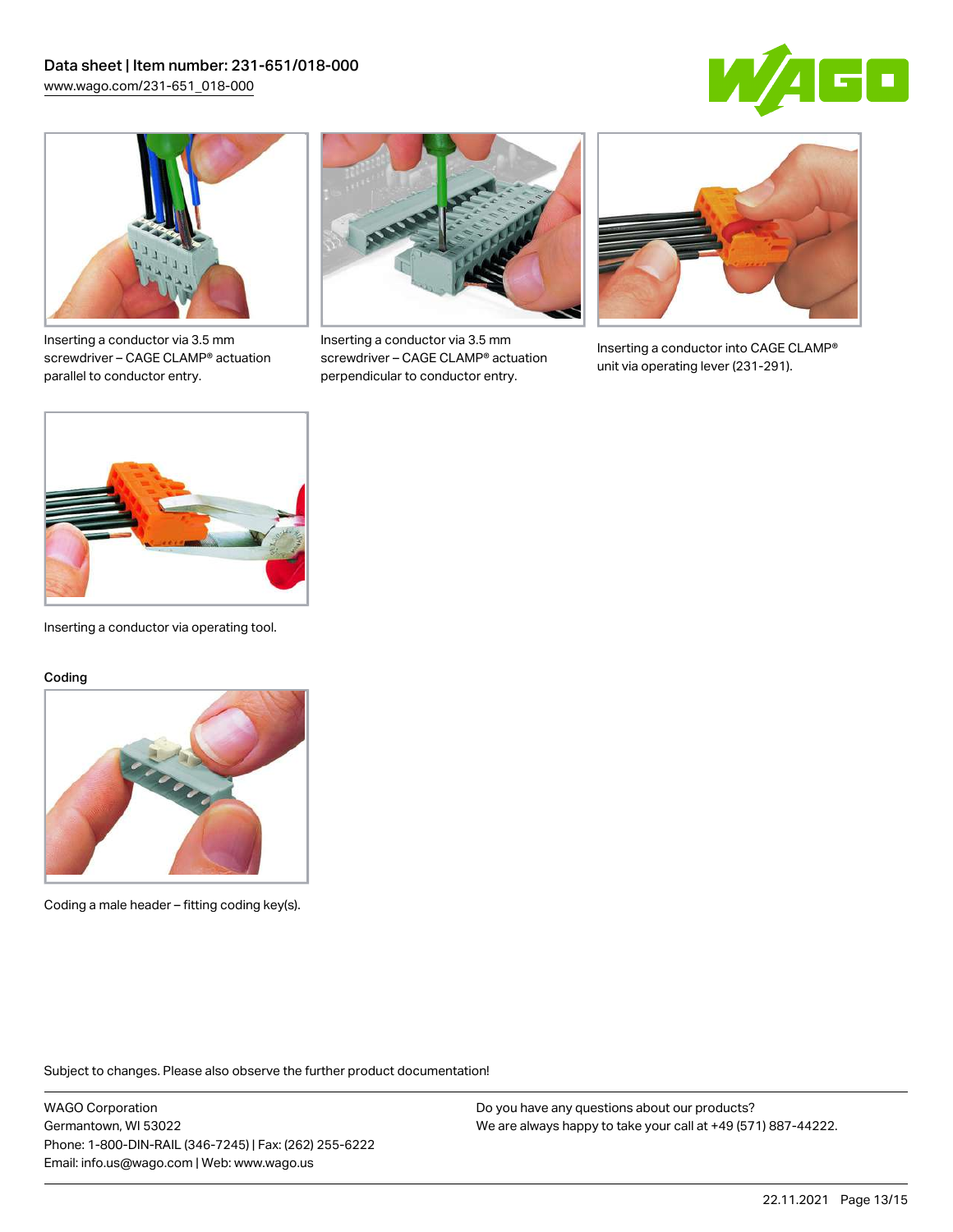Inserting a conductor via 3.5 mm screwdriver – CAGE CLAMP® actuation parallel to conductor entry.

Inserting a conductor via 3.5 mm screwdriver – CAGE CLAMP® actuation perpendicular to conductor entry.

Inserting a conductor into CAGE CLAMP® unit via operating lever (231-291).

Inserting a conductor via operating tool.

## Coding

Coding a male header – fitting coding key(s).

Subject to changes. Please also observe the further product documentation!

WAGO Corporation
Germantown, WI 53022
Phone: 1-800-DIN-RAIL (346-7245) | Fax: (262) 255-6222
Email: info.us@wago.com | Web: www.wago.us

Do you have any questions about our products?
We are always happy to take your call at +49 (571) 887-44222.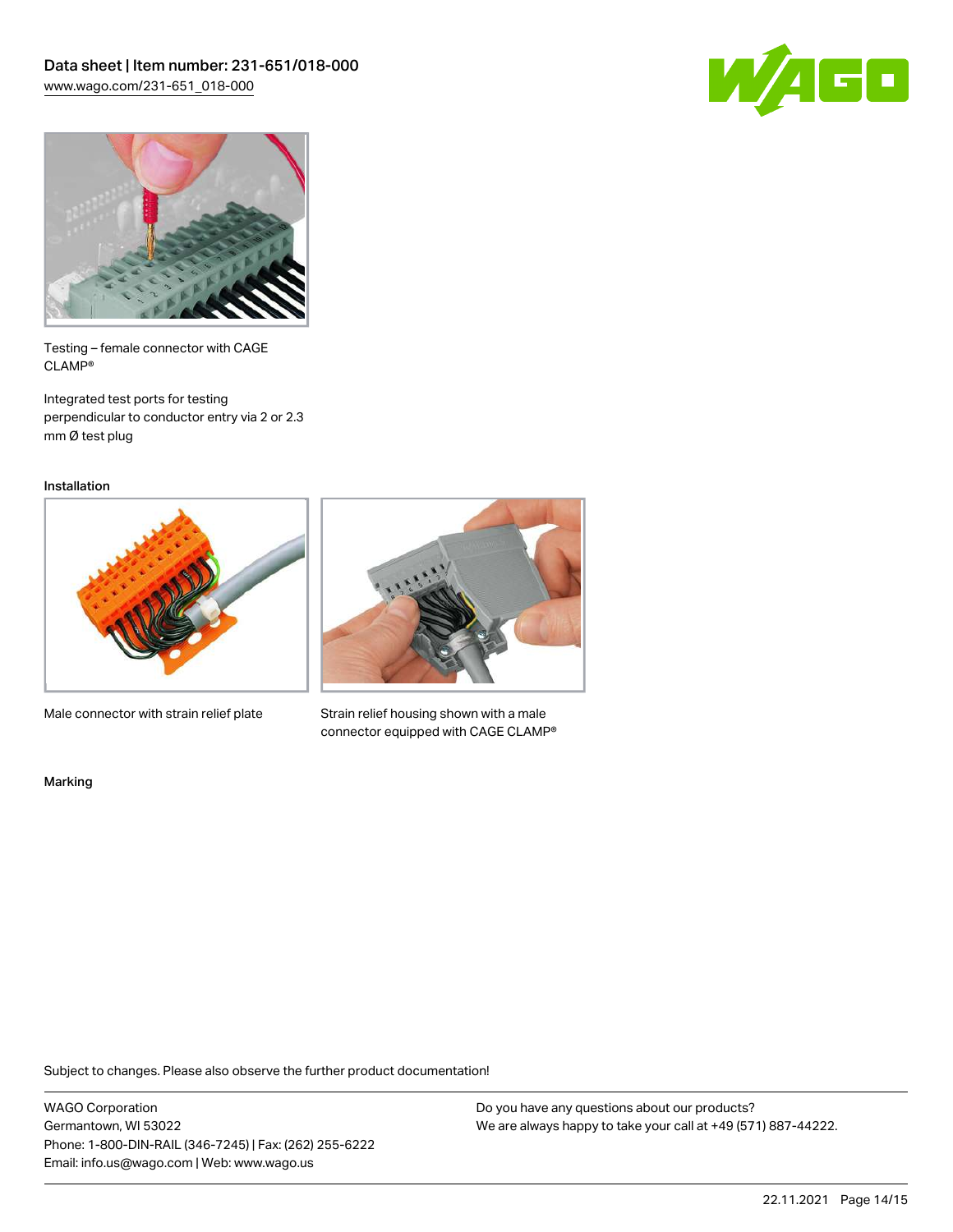Testing – female connector with CAGE CLAMP®

Integrated test ports for testing perpendicular to conductor entry via 2 or 2.3 mm Ø test plug

## Installation

Male connector with strain relief plate

Strain relief housing shown with a male connector equipped with CAGE CLAMP®

## Marking

Subject to changes. Please also observe the further product documentation!

WAGO Corporation
Germantown, WI 53022
Phone: 1-800-DIN-RAIL (346-7245) | Fax: (262) 255-6222
Email: info.us@wago.com | Web: www.wago.us

Do you have any questions about our products?
We are always happy to take your call at +49 (571) 887-44222.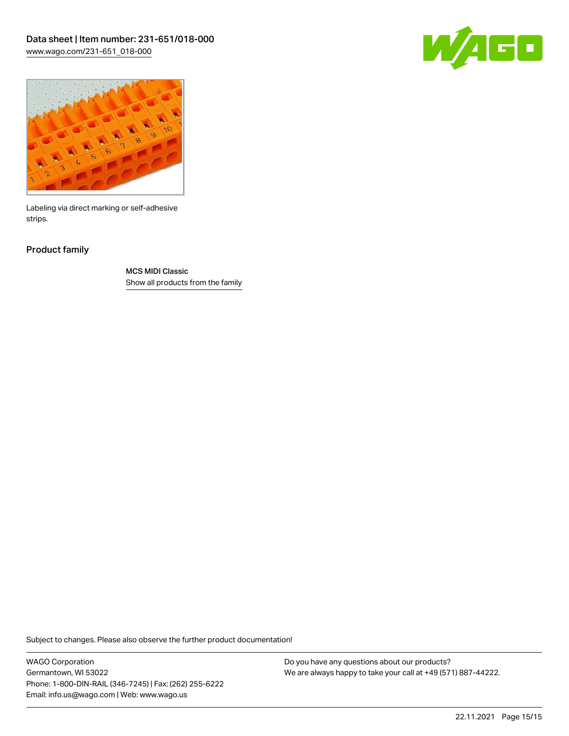Labeling via direct marking or self-adhesive strips.

## Product family

**MCS MIDI Classic**

Show all products from the family

Subject to changes. Please also observe the further product documentation!

WAGO Corporation
Germantown, WI 53022
Phone: 1-800-DIN-RAIL (346-7245) | Fax: (262) 255-6222
Email: info.us@wago.com | Web: www.wago.us

Do you have any questions about our products?
We are always happy to take your call at +49 (571) 887-44222.